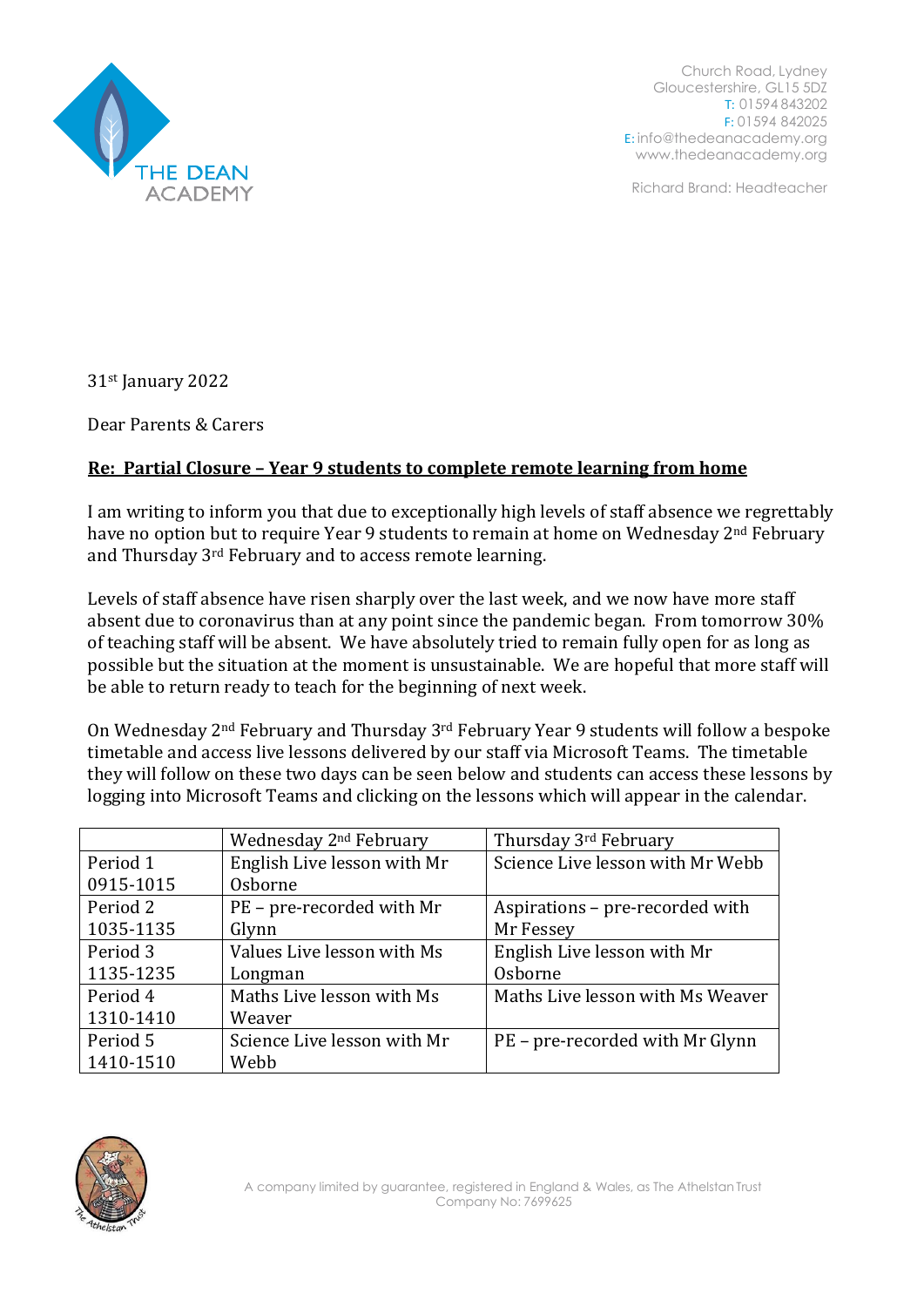THE DEAN ACADEMY

Church Road, Lydney
Gloucestershire, GL15 5DZ
T: 01594 843202
F: 01594 842025
E: info@thedeanacademy.org
www.thedeanacademy.org

Richard Brand: Headteacher

31st January 2022

Dear Parents & Carers

**Re: Partial Closure – Year 9 students to complete remote learning from home**

I am writing to inform you that due to exceptionally high levels of staff absence we regrettably have no option but to require Year 9 students to remain at home on Wednesday 2nd February and Thursday 3rd February and to access remote learning.

Levels of staff absence have risen sharply over the last week, and we now have more staff absent due to coronavirus than at any point since the pandemic began. From tomorrow 30% of teaching staff will be absent. We have absolutely tried to remain fully open for as long as possible but the situation at the moment is unsustainable. We are hopeful that more staff will be able to return ready to teach for the beginning of next week.

On Wednesday 2nd February and Thursday 3rd February Year 9 students will follow a bespoke timetable and access live lessons delivered by our staff via Microsoft Teams. The timetable they will follow on these two days can be seen below and students can access these lessons by logging into Microsoft Teams and clicking on the lessons which will appear in the calendar.

| | Wednesday 2nd February | Thursday 3rd February |
|---|---|---|
| Period 1 0915-1015 | English Live lesson with Mr Osborne | Science Live lesson with Mr Webb |
| Period 2 1035-1135 | PE – pre-recorded with Mr Glynn | Aspirations – pre-recorded with Mr Fessey |
| Period 3 1135-1235 | Values Live lesson with Ms Longman | English Live lesson with Mr Osborne |
| Period 4 1310-1410 | Maths Live lesson with Ms Weaver | Maths Live lesson with Ms Weaver |
| Period 5 1410-1510 | Science Live lesson with Mr Webb | PE – pre-recorded with Mr Glynn |

A company limited by guarantee, registered in England & Wales, as The Athelstan Trust
Company No: 7699625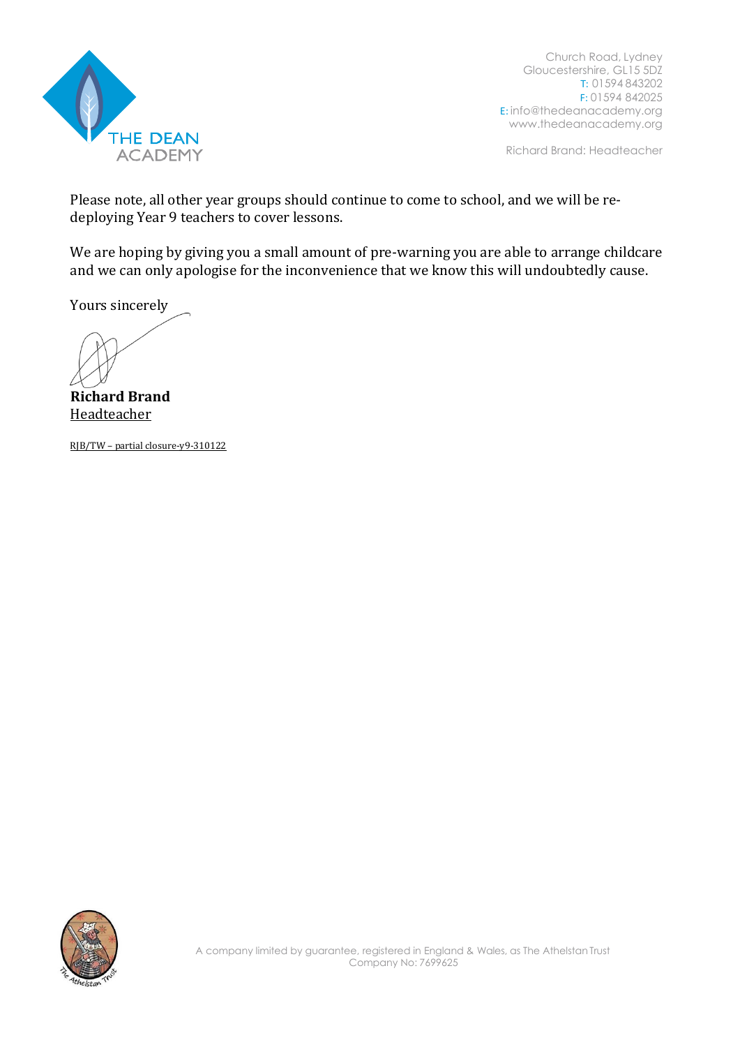Church Road, Lydney
Gloucestershire, GL15 5DZ
T: 01594 843202
F: 01594 842025
E: info@thedeanacademy.org
www.thedeanacademy.org

Richard Brand: Headteacher

Please note, all other year groups should continue to come to school, and we will be re-deploying Year 9 teachers to cover lessons.

We are hoping by giving you a small amount of pre-warning you are able to arrange childcare and we can only apologise for the inconvenience that we know this will undoubtedly cause.

Yours sincerely

**Richard Brand**
Headteacher

RJB/TW – partial closure-y9-310122

A company limited by guarantee, registered in England & Wales, as The Athelstan Trust
Company No: 7699625